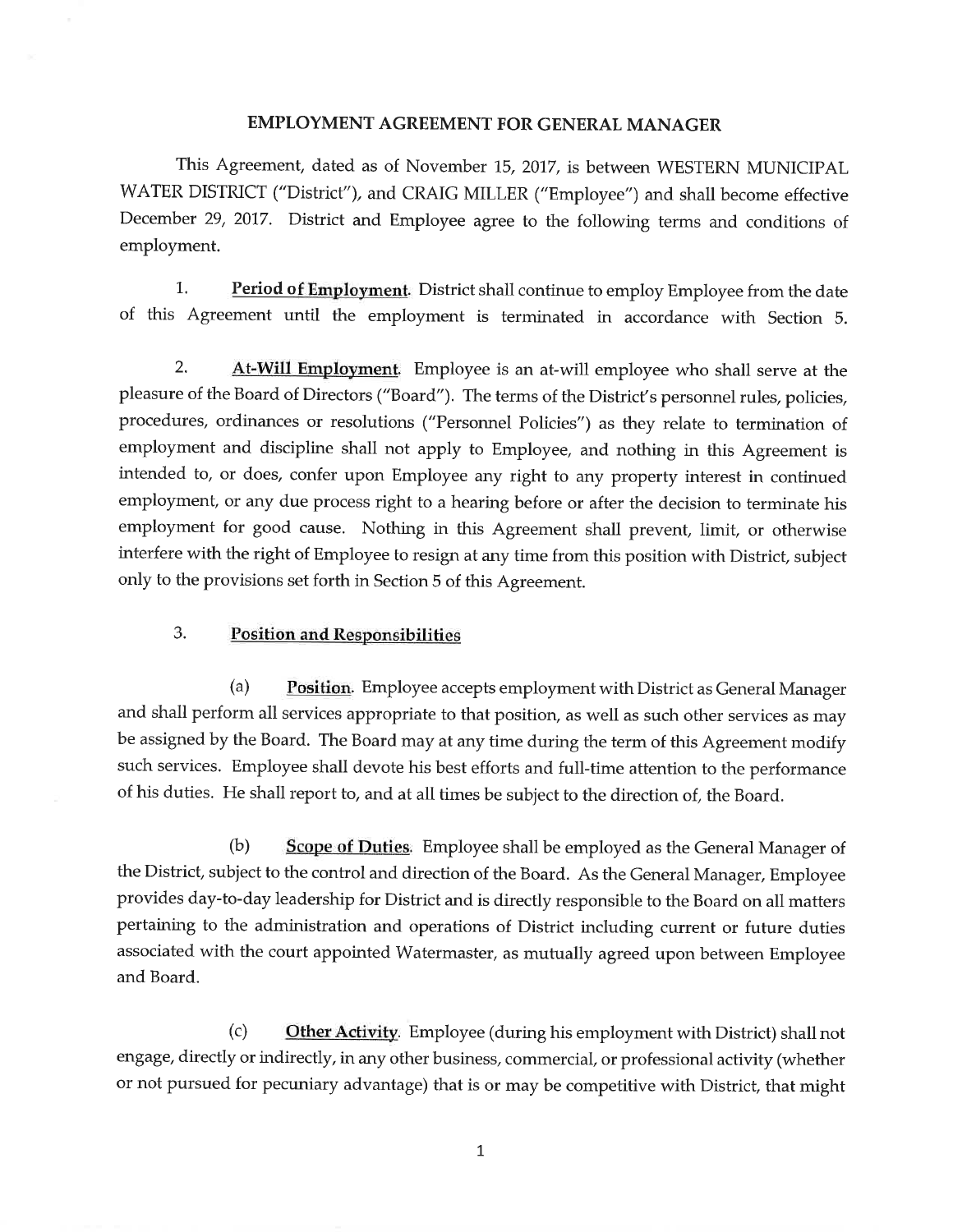# EMPLOYMENT AGREEMENT FOR GENERAL MANAGER

This Agreement, dated as of November 15, 2017, is between WESTERN MUNICIPAL WATER DISTRICT ("District"), and CRAIG MILLER ("Employee") and shall become effective December 29, 2017. District and Employee agree to the following terms and conditions of employment.

1. **Period of Employment**. District shall continue to employ Employee from the date of this Agreement until the employment is terminated in accordance with Section 5.

2. **At-Will Employment**. Employee is an at-will employee who shall serve at the pleasure of the Board of Directors ("Board"). The terms of the District's personnel rules, policies, procedures, ordinances or resolutions ("Personnel Policies") as they relate to termination of employment and discipline shall not apply to Employee, and nothing in this Agreement is intended to, or does, confer upon Employee any right to any property interest in continued employment, or any due process right to a hearing before or after the decision to terminate his employment for good cause. Nothing in this Agreement shall prevent, limit, or otherwise interfere with the right of Employee to resign at any time from this position with District, subject only to the provisions set forth in Section 5 of this Agreement.

3. **Position and Responsibilities**

   (a) **Position**. Employee accepts employment with District as General Manager and shall perform all services appropriate to that position, as well as such other services as may be assigned by the Board. The Board may at any time during the term of this Agreement modify such services. Employee shall devote his best efforts and full-time attention to the performance of his duties. He shall report to, and at all times be subject to the direction of, the Board.

   (b) **Scope of Duties**. Employee shall be employed as the General Manager of the District, subject to the control and direction of the Board. As the General Manager, Employee provides day-to-day leadership for District and is directly responsible to the Board on all matters pertaining to the administration and operations of District including current or future duties associated with the court appointed Watermaster, as mutually agreed upon between Employee and Board.

   (c) **Other Activity**. Employee (during his employment with District) shall not engage, directly or indirectly, in any other business, commercial, or professional activity (whether or not pursued for pecuniary advantage) that is or may be competitive with District, that might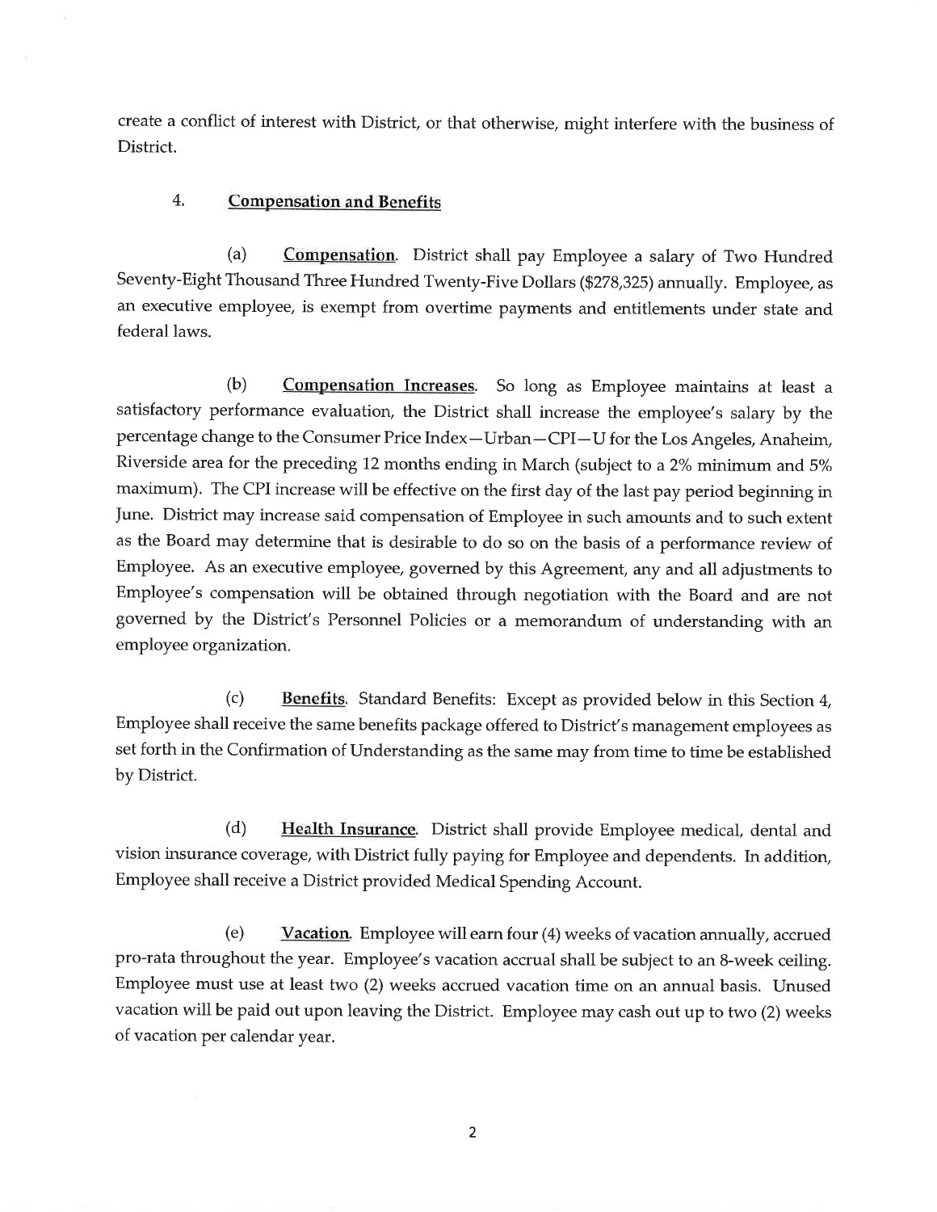create a conflict of interest with District, or that otherwise, might interfere with the business of District.

## 4. Compensation and Benefits

(a) **Compensation**. District shall pay Employee a salary of Two Hundred Seventy-Eight Thousand Three Hundred Twenty-Five Dollars ($278,325) annually. Employee, as an executive employee, is exempt from overtime payments and entitlements under state and federal laws.

(b) **Compensation Increases**. So long as Employee maintains at least a satisfactory performance evaluation, the District shall increase the employee's salary by the percentage change to the Consumer Price Index—Urban—CPI—U for the Los Angeles, Anaheim, Riverside area for the preceding 12 months ending in March (subject to a 2% minimum and 5% maximum). The CPI increase will be effective on the first day of the last pay period beginning in June. District may increase said compensation of Employee in such amounts and to such extent as the Board may determine that is desirable to do so on the basis of a performance review of Employee. As an executive employee, governed by this Agreement, any and all adjustments to Employee's compensation will be obtained through negotiation with the Board and are not governed by the District's Personnel Policies or a memorandum of understanding with an employee organization.

(c) **Benefits**. Standard Benefits: Except as provided below in this Section 4, Employee shall receive the same benefits package offered to District's management employees as set forth in the Confirmation of Understanding as the same may from time to time be established by District.

(d) **Health Insurance**. District shall provide Employee medical, dental and vision insurance coverage, with District fully paying for Employee and dependents. In addition, Employee shall receive a District provided Medical Spending Account.

(e) **Vacation**. Employee will earn four (4) weeks of vacation annually, accrued pro-rata throughout the year. Employee's vacation accrual shall be subject to an 8-week ceiling. Employee must use at least two (2) weeks accrued vacation time on an annual basis. Unused vacation will be paid out upon leaving the District. Employee may cash out up to two (2) weeks of vacation per calendar year.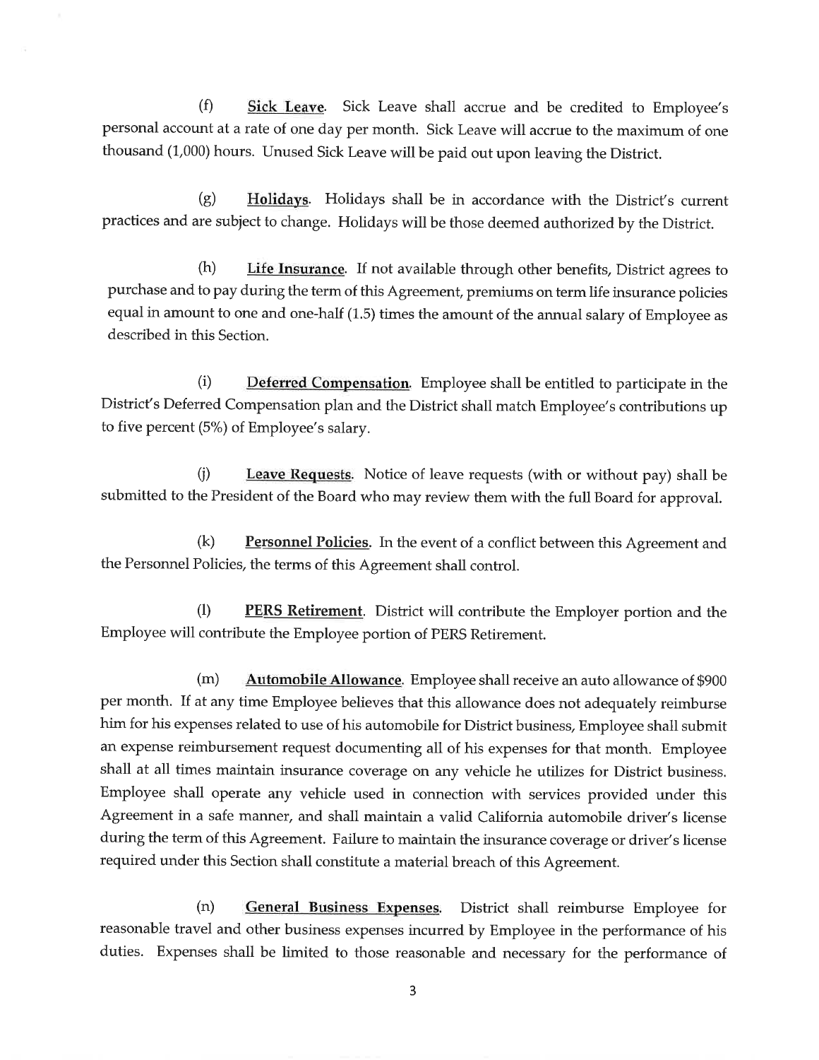(f) **Sick Leave**. Sick Leave shall accrue and be credited to Employee's personal account at a rate of one day per month. Sick Leave will accrue to the maximum of one thousand (1,000) hours. Unused Sick Leave will be paid out upon leaving the District.

(g) **Holidays**. Holidays shall be in accordance with the District's current practices and are subject to change. Holidays will be those deemed authorized by the District.

(h) **Life Insurance**. If not available through other benefits, District agrees to purchase and to pay during the term of this Agreement, premiums on term life insurance policies equal in amount to one and one-half (1.5) times the amount of the annual salary of Employee as described in this Section.

(i) **Deferred Compensation**. Employee shall be entitled to participate in the District's Deferred Compensation plan and the District shall match Employee's contributions up to five percent (5%) of Employee's salary.

(j) **Leave Requests**. Notice of leave requests (with or without pay) shall be submitted to the President of the Board who may review them with the full Board for approval.

(k) **Personnel Policies**. In the event of a conflict between this Agreement and the Personnel Policies, the terms of this Agreement shall control.

(l) **PERS Retirement**. District will contribute the Employer portion and the Employee will contribute the Employee portion of PERS Retirement.

(m) **Automobile Allowance**. Employee shall receive an auto allowance of $900 per month. If at any time Employee believes that this allowance does not adequately reimburse him for his expenses related to use of his automobile for District business, Employee shall submit an expense reimbursement request documenting all of his expenses for that month. Employee shall at all times maintain insurance coverage on any vehicle he utilizes for District business. Employee shall operate any vehicle used in connection with services provided under this Agreement in a safe manner, and shall maintain a valid California automobile driver's license during the term of this Agreement. Failure to maintain the insurance coverage or driver's license required under this Section shall constitute a material breach of this Agreement.

(n) **General Business Expenses**. District shall reimburse Employee for reasonable travel and other business expenses incurred by Employee in the performance of his duties. Expenses shall be limited to those reasonable and necessary for the performance of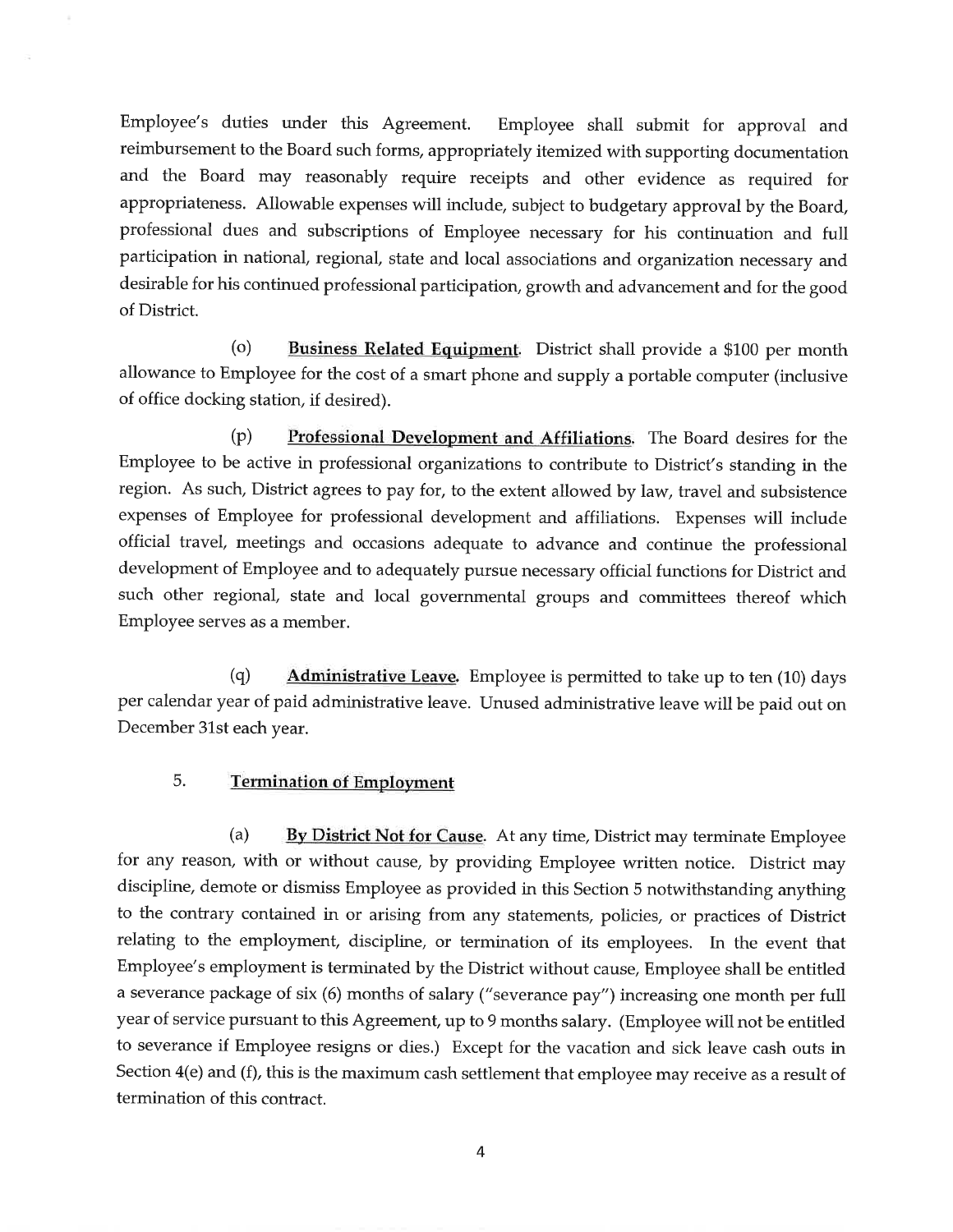Employee's duties under this Agreement. Employee shall submit for approval and reimbursement to the Board such forms, appropriately itemized with supporting documentation and the Board may reasonably require receipts and other evidence as required for appropriateness. Allowable expenses will include, subject to budgetary approval by the Board, professional dues and subscriptions of Employee necessary for his continuation and full participation in national, regional, state and local associations and organization necessary and desirable for his continued professional participation, growth and advancement and for the good of District.

(o) **Business Related Equipment**. District shall provide a $100 per month allowance to Employee for the cost of a smart phone and supply a portable computer (inclusive of office docking station, if desired).

(p) **Professional Development and Affiliations**. The Board desires for the Employee to be active in professional organizations to contribute to District's standing in the region. As such, District agrees to pay for, to the extent allowed by law, travel and subsistence expenses of Employee for professional development and affiliations. Expenses will include official travel, meetings and occasions adequate to advance and continue the professional development of Employee and to adequately pursue necessary official functions for District and such other regional, state and local governmental groups and committees thereof which Employee serves as a member.

(q) **Administrative Leave**. Employee is permitted to take up to ten (10) days per calendar year of paid administrative leave. Unused administrative leave will be paid out on December 31st each year.

5. **Termination of Employment**

(a) **By District Not for Cause**. At any time, District may terminate Employee for any reason, with or without cause, by providing Employee written notice. District may discipline, demote or dismiss Employee as provided in this Section 5 notwithstanding anything to the contrary contained in or arising from any statements, policies, or practices of District relating to the employment, discipline, or termination of its employees. In the event that Employee's employment is terminated by the District without cause, Employee shall be entitled a severance package of six (6) months of salary ("severance pay") increasing one month per full year of service pursuant to this Agreement, up to 9 months salary. (Employee will not be entitled to severance if Employee resigns or dies.) Except for the vacation and sick leave cash outs in Section 4(e) and (f), this is the maximum cash settlement that employee may receive as a result of termination of this contract.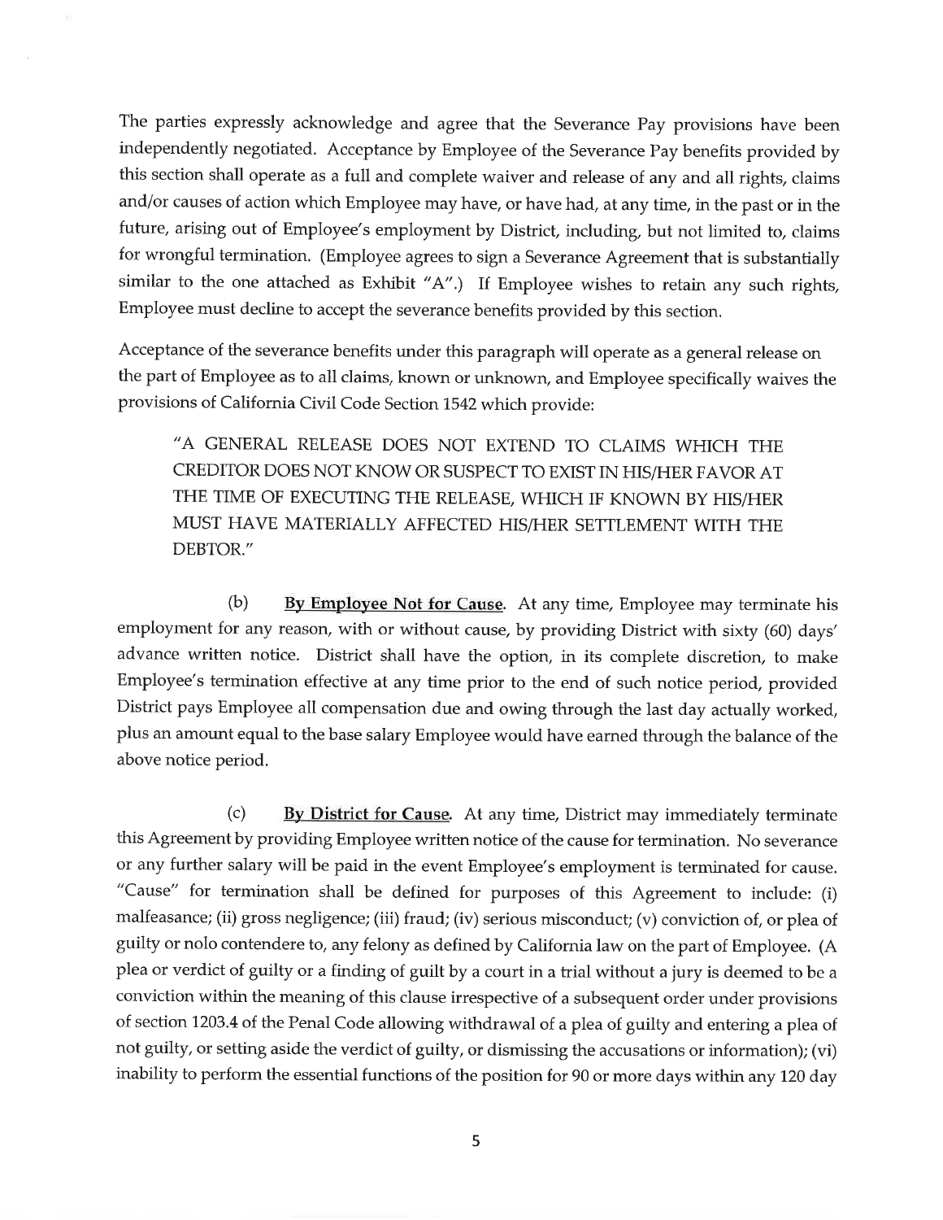The parties expressly acknowledge and agree that the Severance Pay provisions have been independently negotiated. Acceptance by Employee of the Severance Pay benefits provided by this section shall operate as a full and complete waiver and release of any and all rights, claims and/or causes of action which Employee may have, or have had, at any time, in the past or in the future, arising out of Employee's employment by District, including, but not limited to, claims for wrongful termination. (Employee agrees to sign a Severance Agreement that is substantially similar to the one attached as Exhibit "A".) If Employee wishes to retain any such rights, Employee must decline to accept the severance benefits provided by this section.

Acceptance of the severance benefits under this paragraph will operate as a general release on the part of Employee as to all claims, known or unknown, and Employee specifically waives the provisions of California Civil Code Section 1542 which provide:

> "A GENERAL RELEASE DOES NOT EXTEND TO CLAIMS WHICH THE CREDITOR DOES NOT KNOW OR SUSPECT TO EXIST IN HIS/HER FAVOR AT THE TIME OF EXECUTING THE RELEASE, WHICH IF KNOWN BY HIS/HER MUST HAVE MATERIALLY AFFECTED HIS/HER SETTLEMENT WITH THE DEBTOR."

(b) **By Employee Not for Cause**. At any time, Employee may terminate his employment for any reason, with or without cause, by providing District with sixty (60) days' advance written notice. District shall have the option, in its complete discretion, to make Employee's termination effective at any time prior to the end of such notice period, provided District pays Employee all compensation due and owing through the last day actually worked, plus an amount equal to the base salary Employee would have earned through the balance of the above notice period.

(c) **By District for Cause**. At any time, District may immediately terminate this Agreement by providing Employee written notice of the cause for termination. No severance or any further salary will be paid in the event Employee's employment is terminated for cause. "Cause" for termination shall be defined for purposes of this Agreement to include: (i) malfeasance; (ii) gross negligence; (iii) fraud; (iv) serious misconduct; (v) conviction of, or plea of guilty or nolo contendere to, any felony as defined by California law on the part of Employee. (A plea or verdict of guilty or a finding of guilt by a court in a trial without a jury is deemed to be a conviction within the meaning of this clause irrespective of a subsequent order under provisions of section 1203.4 of the Penal Code allowing withdrawal of a plea of guilty and entering a plea of not guilty, or setting aside the verdict of guilty, or dismissing the accusations or information); (vi) inability to perform the essential functions of the position for 90 or more days within any 120 day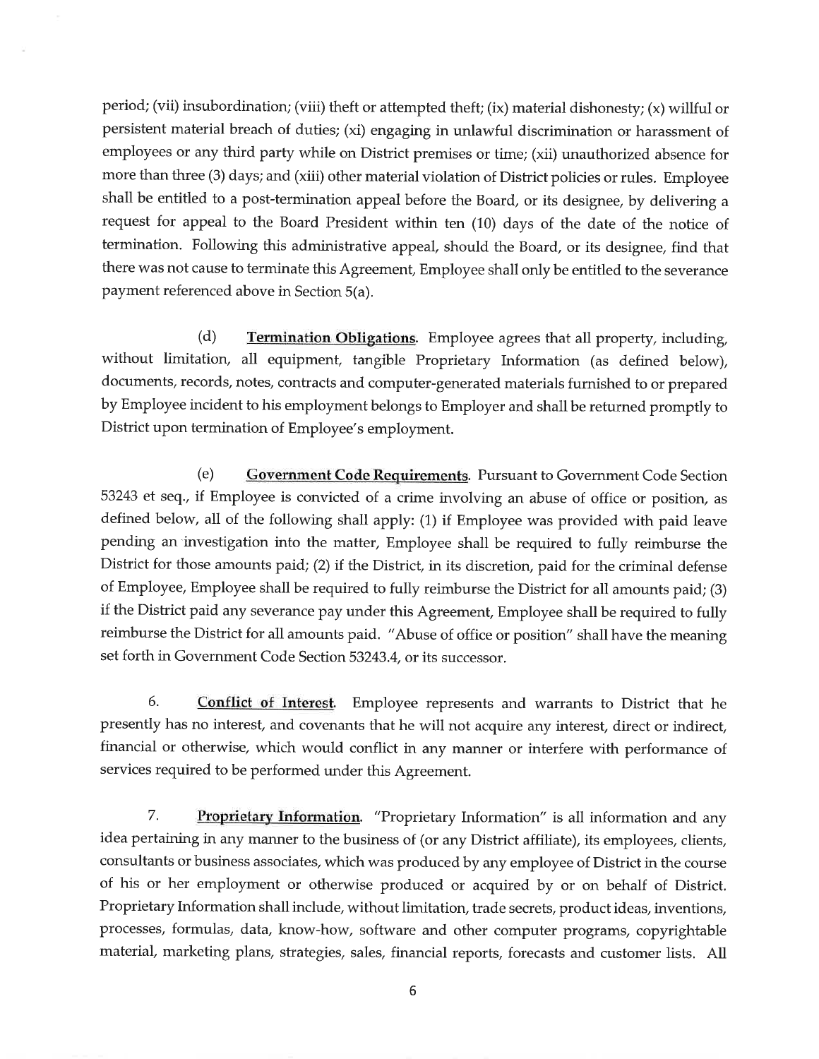period; (vii) insubordination; (viii) theft or attempted theft; (ix) material dishonesty; (x) willful or persistent material breach of duties; (xi) engaging in unlawful discrimination or harassment of employees or any third party while on District premises or time; (xii) unauthorized absence for more than three (3) days; and (xiii) other material violation of District policies or rules. Employee shall be entitled to a post-termination appeal before the Board, or its designee, by delivering a request for appeal to the Board President within ten (10) days of the date of the notice of termination. Following this administrative appeal, should the Board, or its designee, find that there was not cause to terminate this Agreement, Employee shall only be entitled to the severance payment referenced above in Section 5(a).

(d) **Termination Obligations**. Employee agrees that all property, including, without limitation, all equipment, tangible Proprietary Information (as defined below), documents, records, notes, contracts and computer-generated materials furnished to or prepared by Employee incident to his employment belongs to Employer and shall be returned promptly to District upon termination of Employee's employment.

(e) **Government Code Requirements**. Pursuant to Government Code Section 53243 et seq., if Employee is convicted of a crime involving an abuse of office or position, as defined below, all of the following shall apply: (1) if Employee was provided with paid leave pending an investigation into the matter, Employee shall be required to fully reimburse the District for those amounts paid; (2) if the District, in its discretion, paid for the criminal defense of Employee, Employee shall be required to fully reimburse the District for all amounts paid; (3) if the District paid any severance pay under this Agreement, Employee shall be required to fully reimburse the District for all amounts paid. "Abuse of office or position" shall have the meaning set forth in Government Code Section 53243.4, or its successor.

6. **Conflict of Interest**. Employee represents and warrants to District that he presently has no interest, and covenants that he will not acquire any interest, direct or indirect, financial or otherwise, which would conflict in any manner or interfere with performance of services required to be performed under this Agreement.

7. **Proprietary Information**. "Proprietary Information" is all information and any idea pertaining in any manner to the business of (or any District affiliate), its employees, clients, consultants or business associates, which was produced by any employee of District in the course of his or her employment or otherwise produced or acquired by or on behalf of District. Proprietary Information shall include, without limitation, trade secrets, product ideas, inventions, processes, formulas, data, know-how, software and other computer programs, copyrightable material, marketing plans, strategies, sales, financial reports, forecasts and customer lists. All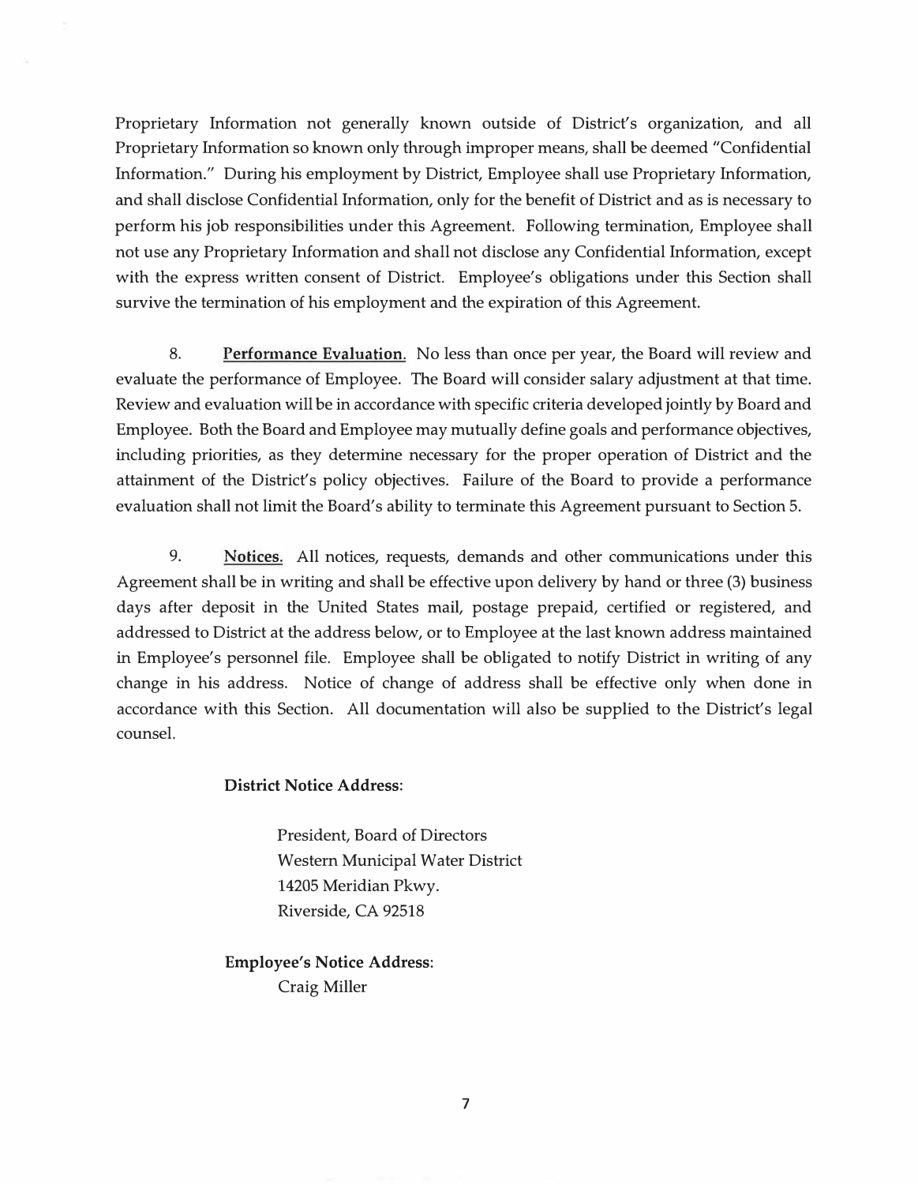Proprietary Information not generally known outside of District's organization, and all Proprietary Information so known only through improper means, shall be deemed "Confidential Information." During his employment by District, Employee shall use Proprietary Information, and shall disclose Confidential Information, only for the benefit of District and as is necessary to perform his job responsibilities under this Agreement. Following termination, Employee shall not use any Proprietary Information and shall not disclose any Confidential Information, except with the express written consent of District. Employee's obligations under this Section shall survive the termination of his employment and the expiration of this Agreement.

8. **Performance Evaluation.** No less than once per year, the Board will review and evaluate the performance of Employee. The Board will consider salary adjustment at that time. Review and evaluation will be in accordance with specific criteria developed jointly by Board and Employee. Both the Board and Employee may mutually define goals and performance objectives, including priorities, as they determine necessary for the proper operation of District and the attainment of the District's policy objectives. Failure of the Board to provide a performance evaluation shall not limit the Board's ability to terminate this Agreement pursuant to Section 5.

9. **Notices.** All notices, requests, demands and other communications under this Agreement shall be in writing and shall be effective upon delivery by hand or three (3) business days after deposit in the United States mail, postage prepaid, certified or registered, and addressed to District at the address below, or to Employee at the last known address maintained in Employee's personnel file. Employee shall be obligated to notify District in writing of any change in his address. Notice of change of address shall be effective only when done in accordance with this Section. All documentation will also be supplied to the District's legal counsel.

**District Notice Address:**

President, Board of Directors
Western Municipal Water District
14205 Meridian Pkwy.
Riverside, CA 92518

**Employee's Notice Address:**
Craig Miller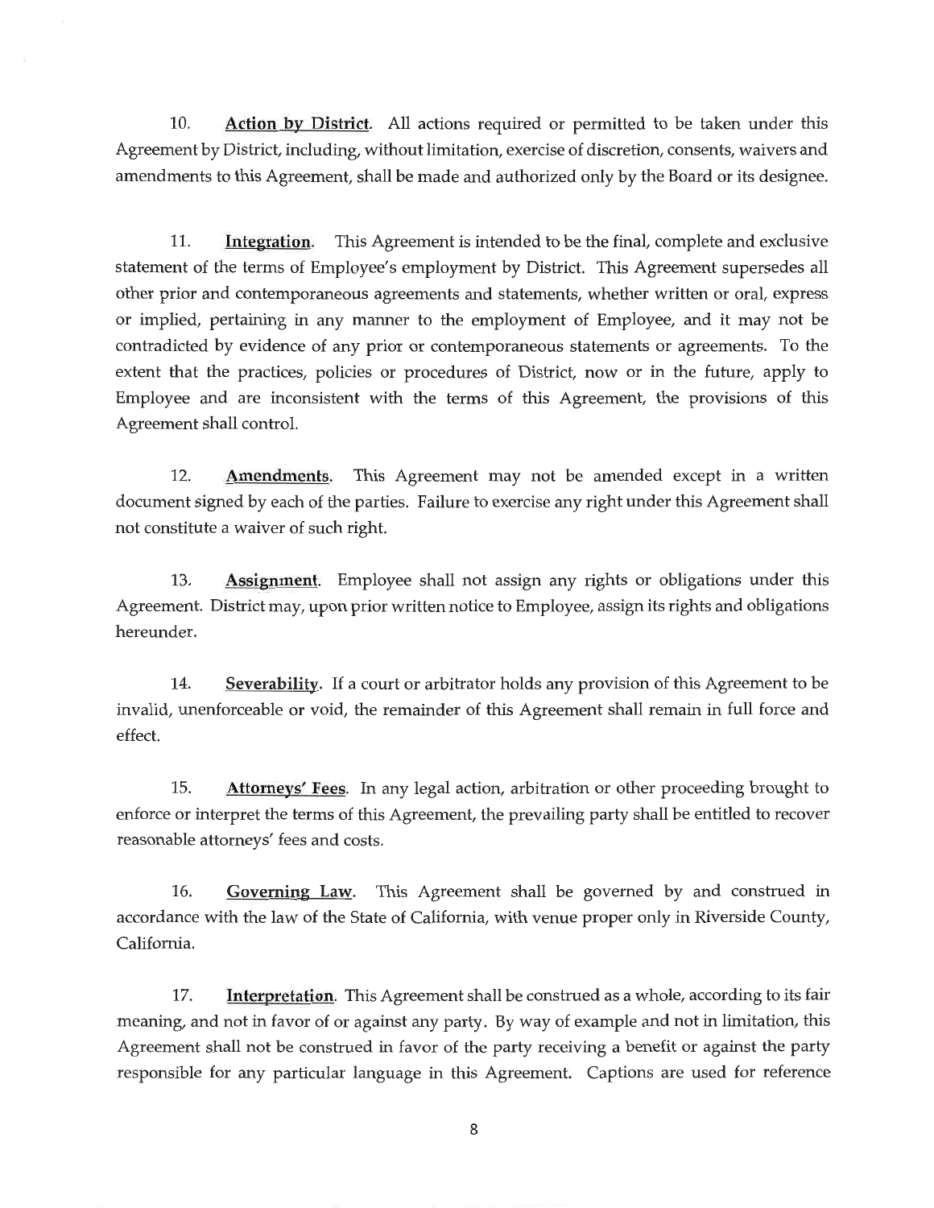10. **Action by District**. All actions required or permitted to be taken under this Agreement by District, including, without limitation, exercise of discretion, consents, waivers and amendments to this Agreement, shall be made and authorized only by the Board or its designee.

11. **Integration**. This Agreement is intended to be the final, complete and exclusive statement of the terms of Employee's employment by District. This Agreement supersedes all other prior and contemporaneous agreements and statements, whether written or oral, express or implied, pertaining in any manner to the employment of Employee, and it may not be contradicted by evidence of any prior or contemporaneous statements or agreements. To the extent that the practices, policies or procedures of District, now or in the future, apply to Employee and are inconsistent with the terms of this Agreement, the provisions of this Agreement shall control.

12. **Amendments**. This Agreement may not be amended except in a written document signed by each of the parties. Failure to exercise any right under this Agreement shall not constitute a waiver of such right.

13. **Assignment**. Employee shall not assign any rights or obligations under this Agreement. District may, upon prior written notice to Employee, assign its rights and obligations hereunder.

14. **Severability**. If a court or arbitrator holds any provision of this Agreement to be invalid, unenforceable or void, the remainder of this Agreement shall remain in full force and effect.

15. **Attorneys' Fees**. In any legal action, arbitration or other proceeding brought to enforce or interpret the terms of this Agreement, the prevailing party shall be entitled to recover reasonable attorneys' fees and costs.

16. **Governing Law**. This Agreement shall be governed by and construed in accordance with the law of the State of California, with venue proper only in Riverside County, California.

17. **Interpretation**. This Agreement shall be construed as a whole, according to its fair meaning, and not in favor of or against any party. By way of example and not in limitation, this Agreement shall not be construed in favor of the party receiving a benefit or against the party responsible for any particular language in this Agreement. Captions are used for reference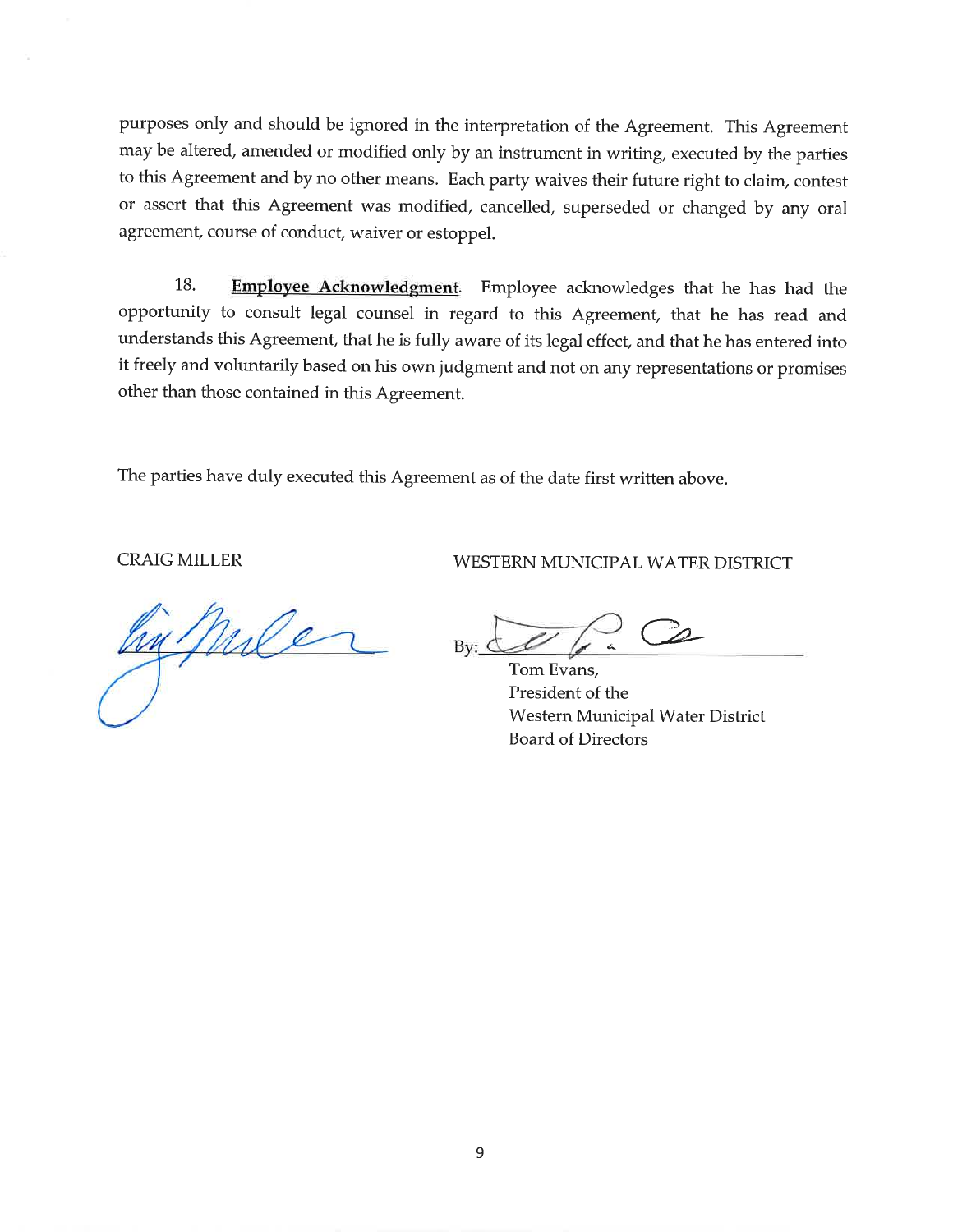purposes only and should be ignored in the interpretation of the Agreement. This Agreement may be altered, amended or modified only by an instrument in writing, executed by the parties to this Agreement and by no other means. Each party waives their future right to claim, contest or assert that this Agreement was modified, cancelled, superseded or changed by any oral agreement, course of conduct, waiver or estoppel.

18. **Employee Acknowledgment**. Employee acknowledges that he has had the opportunity to consult legal counsel in regard to this Agreement, that he has read and understands this Agreement, that he is fully aware of its legal effect, and that he has entered into it freely and voluntarily based on his own judgment and not on any representations or promises other than those contained in this Agreement.

The parties have duly executed this Agreement as of the date first written above.

CRAIG MILLER

WESTERN MUNICIPAL WATER DISTRICT

By: ______________________

Tom Evans,
President of the
Western Municipal Water District
Board of Directors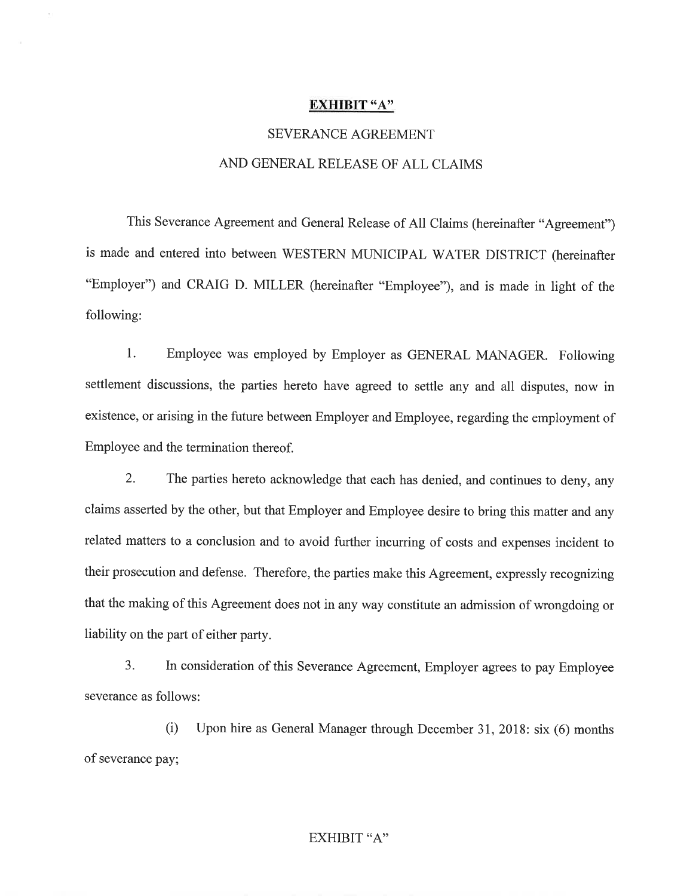**EXHIBIT "A"**

SEVERANCE AGREEMENT

AND GENERAL RELEASE OF ALL CLAIMS

This Severance Agreement and General Release of All Claims (hereinafter "Agreement") is made and entered into between WESTERN MUNICIPAL WATER DISTRICT (hereinafter "Employer") and CRAIG D. MILLER (hereinafter "Employee"), and is made in light of the following:

1. Employee was employed by Employer as GENERAL MANAGER. Following settlement discussions, the parties hereto have agreed to settle any and all disputes, now in existence, or arising in the future between Employer and Employee, regarding the employment of Employee and the termination thereof.

2. The parties hereto acknowledge that each has denied, and continues to deny, any claims asserted by the other, but that Employer and Employee desire to bring this matter and any related matters to a conclusion and to avoid further incurring of costs and expenses incident to their prosecution and defense. Therefore, the parties make this Agreement, expressly recognizing that the making of this Agreement does not in any way constitute an admission of wrongdoing or liability on the part of either party.

3. In consideration of this Severance Agreement, Employer agrees to pay Employee severance as follows:

(i) Upon hire as General Manager through December 31, 2018: six (6) months of severance pay;

EXHIBIT "A"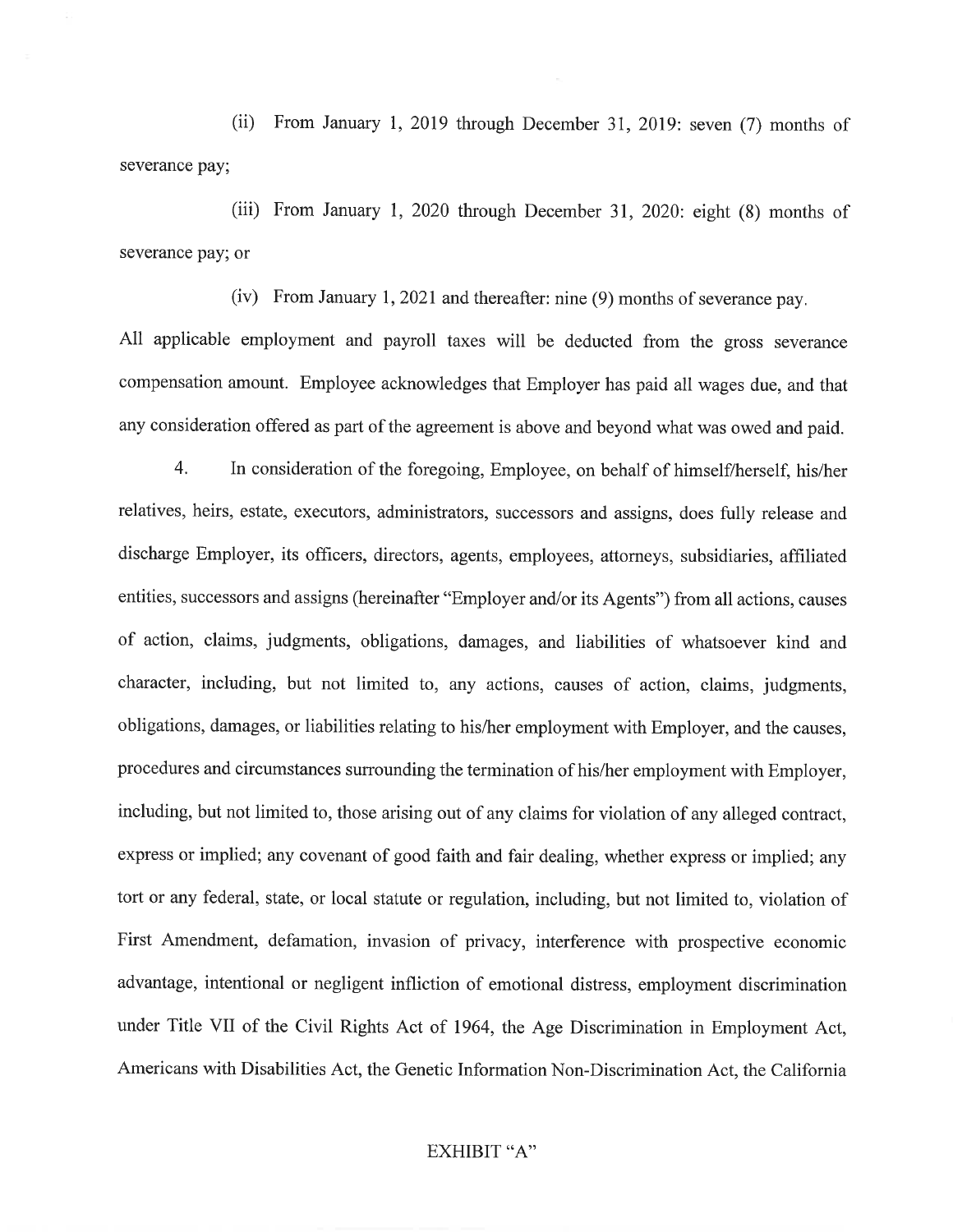(ii) From January 1, 2019 through December 31, 2019: seven (7) months of severance pay;

(iii) From January 1, 2020 through December 31, 2020: eight (8) months of severance pay; or

(iv) From January 1, 2021 and thereafter: nine (9) months of severance pay.

All applicable employment and payroll taxes will be deducted from the gross severance compensation amount. Employee acknowledges that Employer has paid all wages due, and that any consideration offered as part of the agreement is above and beyond what was owed and paid.

4. In consideration of the foregoing, Employee, on behalf of himself/herself, his/her relatives, heirs, estate, executors, administrators, successors and assigns, does fully release and discharge Employer, its officers, directors, agents, employees, attorneys, subsidiaries, affiliated entities, successors and assigns (hereinafter "Employer and/or its Agents") from all actions, causes of action, claims, judgments, obligations, damages, and liabilities of whatsoever kind and character, including, but not limited to, any actions, causes of action, claims, judgments, obligations, damages, or liabilities relating to his/her employment with Employer, and the causes, procedures and circumstances surrounding the termination of his/her employment with Employer, including, but not limited to, those arising out of any claims for violation of any alleged contract, express or implied; any covenant of good faith and fair dealing, whether express or implied; any tort or any federal, state, or local statute or regulation, including, but not limited to, violation of First Amendment, defamation, invasion of privacy, interference with prospective economic advantage, intentional or negligent infliction of emotional distress, employment discrimination under Title VII of the Civil Rights Act of 1964, the Age Discrimination in Employment Act, Americans with Disabilities Act, the Genetic Information Non-Discrimination Act, the California

EXHIBIT "A"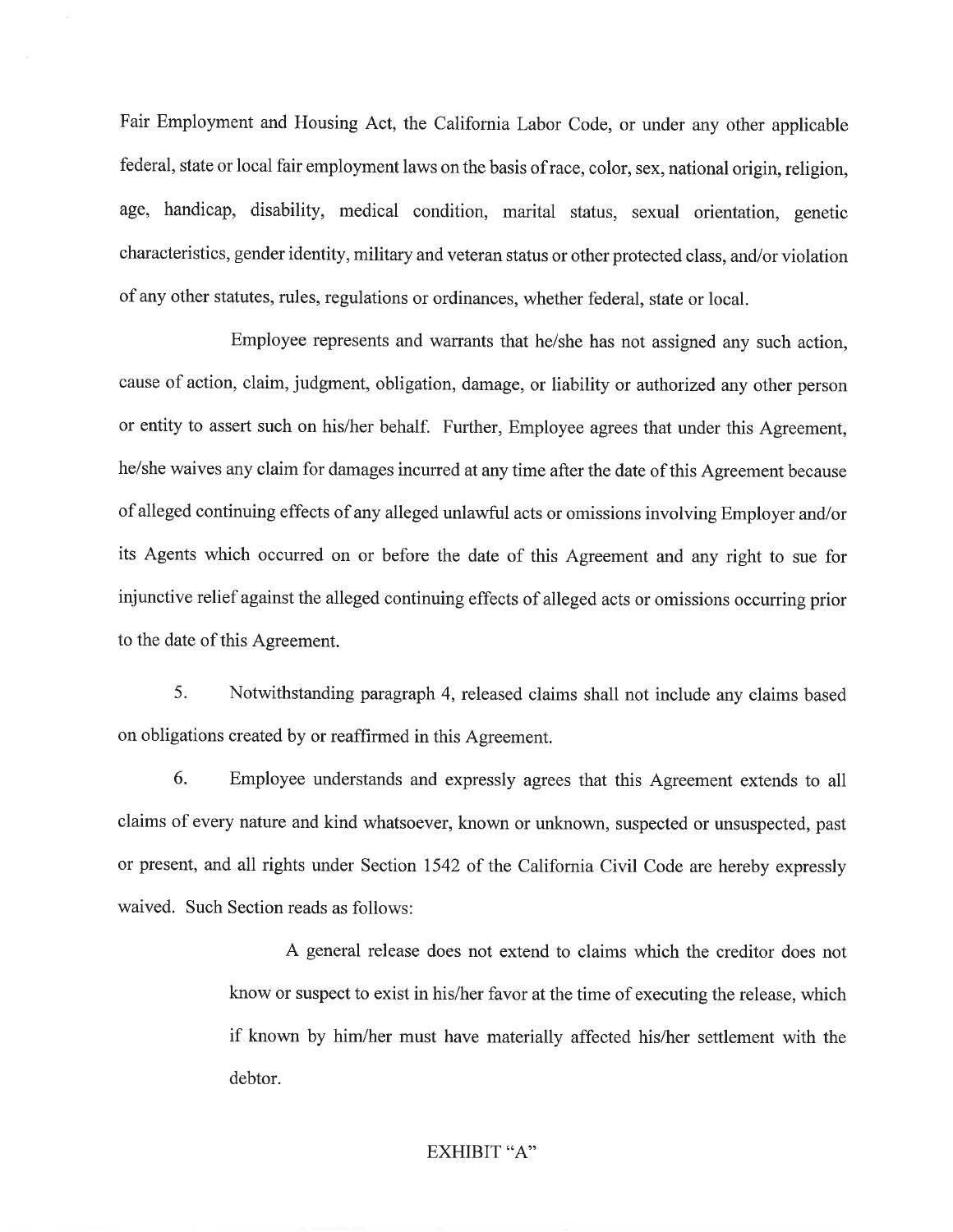Fair Employment and Housing Act, the California Labor Code, or under any other applicable federal, state or local fair employment laws on the basis of race, color, sex, national origin, religion, age, handicap, disability, medical condition, marital status, sexual orientation, genetic characteristics, gender identity, military and veteran status or other protected class, and/or violation of any other statutes, rules, regulations or ordinances, whether federal, state or local.

Employee represents and warrants that he/she has not assigned any such action, cause of action, claim, judgment, obligation, damage, or liability or authorized any other person or entity to assert such on his/her behalf. Further, Employee agrees that under this Agreement, he/she waives any claim for damages incurred at any time after the date of this Agreement because of alleged continuing effects of any alleged unlawful acts or omissions involving Employer and/or its Agents which occurred on or before the date of this Agreement and any right to sue for injunctive relief against the alleged continuing effects of alleged acts or omissions occurring prior to the date of this Agreement.

5. Notwithstanding paragraph 4, released claims shall not include any claims based on obligations created by or reaffirmed in this Agreement.

6. Employee understands and expressly agrees that this Agreement extends to all claims of every nature and kind whatsoever, known or unknown, suspected or unsuspected, past or present, and all rights under Section 1542 of the California Civil Code are hereby expressly waived. Such Section reads as follows:

> A general release does not extend to claims which the creditor does not know or suspect to exist in his/her favor at the time of executing the release, which if known by him/her must have materially affected his/her settlement with the debtor.

EXHIBIT "A"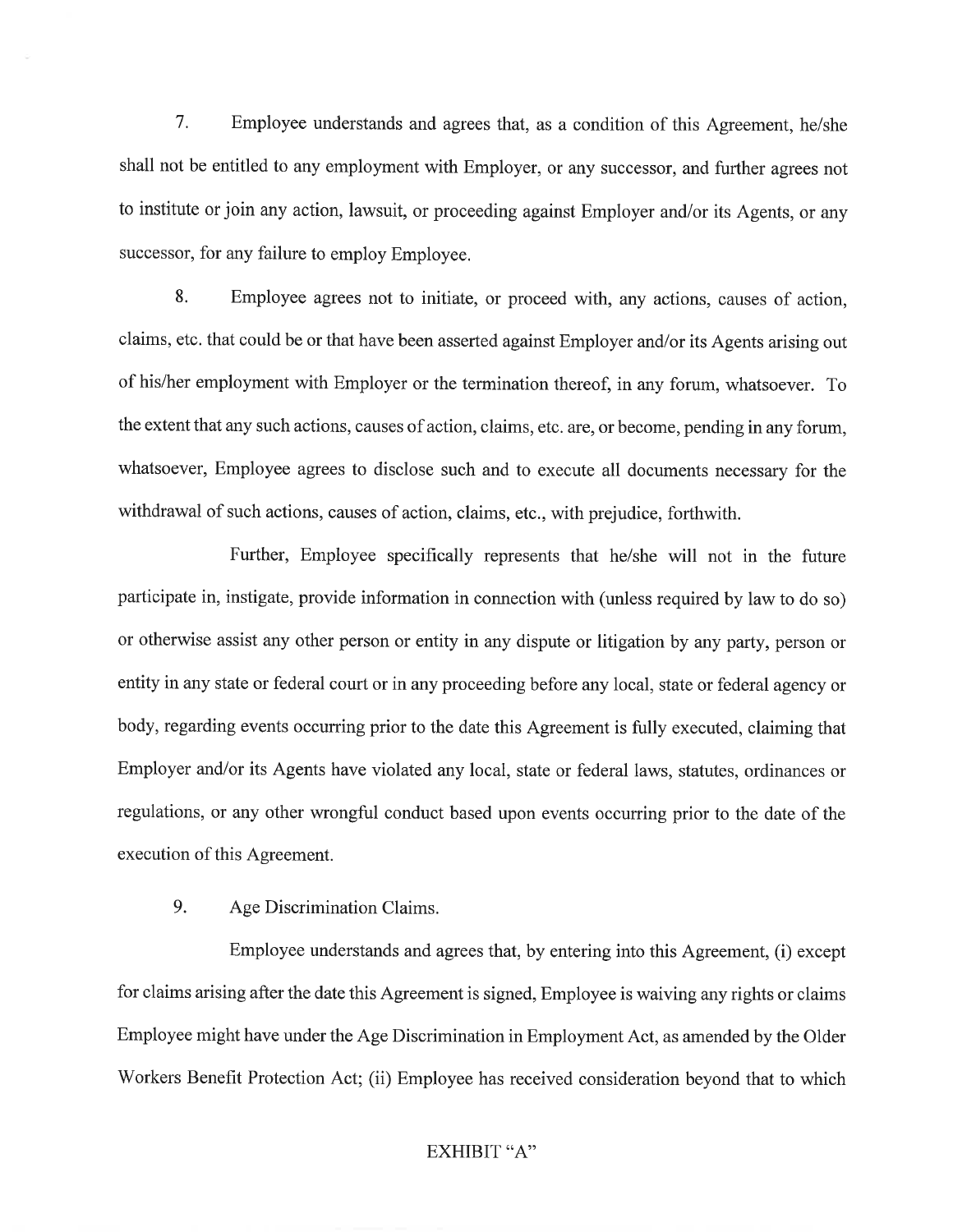7. Employee understands and agrees that, as a condition of this Agreement, he/she shall not be entitled to any employment with Employer, or any successor, and further agrees not to institute or join any action, lawsuit, or proceeding against Employer and/or its Agents, or any successor, for any failure to employ Employee.

8. Employee agrees not to initiate, or proceed with, any actions, causes of action, claims, etc. that could be or that have been asserted against Employer and/or its Agents arising out of his/her employment with Employer or the termination thereof, in any forum, whatsoever. To the extent that any such actions, causes of action, claims, etc. are, or become, pending in any forum, whatsoever, Employee agrees to disclose such and to execute all documents necessary for the withdrawal of such actions, causes of action, claims, etc., with prejudice, forthwith.

Further, Employee specifically represents that he/she will not in the future participate in, instigate, provide information in connection with (unless required by law to do so) or otherwise assist any other person or entity in any dispute or litigation by any party, person or entity in any state or federal court or in any proceeding before any local, state or federal agency or body, regarding events occurring prior to the date this Agreement is fully executed, claiming that Employer and/or its Agents have violated any local, state or federal laws, statutes, ordinances or regulations, or any other wrongful conduct based upon events occurring prior to the date of the execution of this Agreement.

9. Age Discrimination Claims.

Employee understands and agrees that, by entering into this Agreement, (i) except for claims arising after the date this Agreement is signed, Employee is waiving any rights or claims Employee might have under the Age Discrimination in Employment Act, as amended by the Older Workers Benefit Protection Act; (ii) Employee has received consideration beyond that to which

EXHIBIT "A"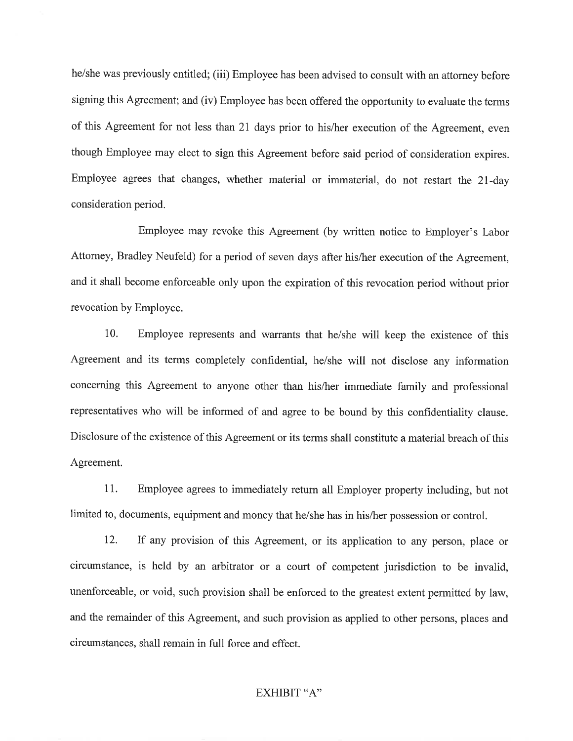he/she was previously entitled; (iii) Employee has been advised to consult with an attorney before signing this Agreement; and (iv) Employee has been offered the opportunity to evaluate the terms of this Agreement for not less than 21 days prior to his/her execution of the Agreement, even though Employee may elect to sign this Agreement before said period of consideration expires. Employee agrees that changes, whether material or immaterial, do not restart the 21-day consideration period.

Employee may revoke this Agreement (by written notice to Employer's Labor Attorney, Bradley Neufeld) for a period of seven days after his/her execution of the Agreement, and it shall become enforceable only upon the expiration of this revocation period without prior revocation by Employee.

10. Employee represents and warrants that he/she will keep the existence of this Agreement and its terms completely confidential, he/she will not disclose any information concerning this Agreement to anyone other than his/her immediate family and professional representatives who will be informed of and agree to be bound by this confidentiality clause. Disclosure of the existence of this Agreement or its terms shall constitute a material breach of this Agreement.

11. Employee agrees to immediately return all Employer property including, but not limited to, documents, equipment and money that he/she has in his/her possession or control.

12. If any provision of this Agreement, or its application to any person, place or circumstance, is held by an arbitrator or a court of competent jurisdiction to be invalid, unenforceable, or void, such provision shall be enforced to the greatest extent permitted by law, and the remainder of this Agreement, and such provision as applied to other persons, places and circumstances, shall remain in full force and effect.

EXHIBIT "A"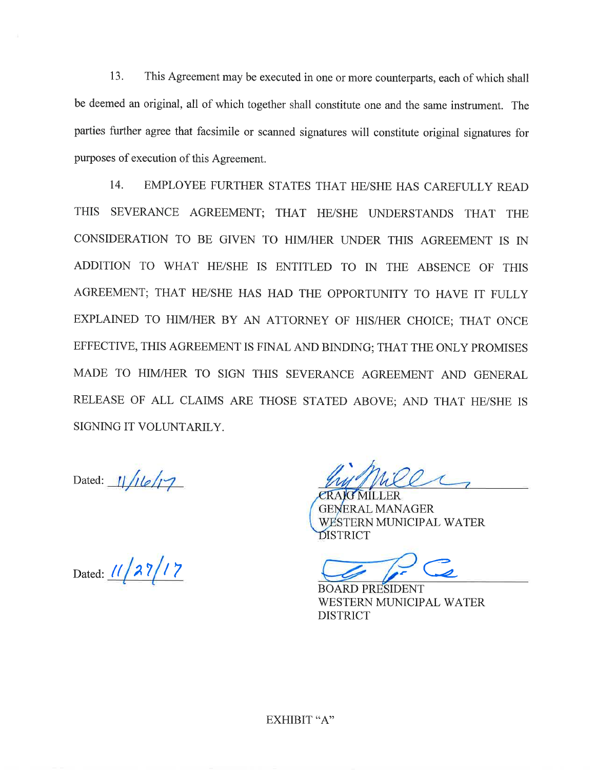13. This Agreement may be executed in one or more counterparts, each of which shall be deemed an original, all of which together shall constitute one and the same instrument. The parties further agree that facsimile or scanned signatures will constitute original signatures for purposes of execution of this Agreement.

14. EMPLOYEE FURTHER STATES THAT HE/SHE HAS CAREFULLY READ THIS SEVERANCE AGREEMENT; THAT HE/SHE UNDERSTANDS THAT THE CONSIDERATION TO BE GIVEN TO HIM/HER UNDER THIS AGREEMENT IS IN ADDITION TO WHAT HE/SHE IS ENTITLED TO IN THE ABSENCE OF THIS AGREEMENT; THAT HE/SHE HAS HAD THE OPPORTUNITY TO HAVE IT FULLY EXPLAINED TO HIM/HER BY AN ATTORNEY OF HIS/HER CHOICE; THAT ONCE EFFECTIVE, THIS AGREEMENT IS FINAL AND BINDING; THAT THE ONLY PROMISES MADE TO HIM/HER TO SIGN THIS SEVERANCE AGREEMENT AND GENERAL RELEASE OF ALL CLAIMS ARE THOSE STATED ABOVE; AND THAT HE/SHE IS SIGNING IT VOLUNTARILY.

Dated: 11/16/17

CRAIG MILLER
GENERAL MANAGER
WESTERN MUNICIPAL WATER DISTRICT

Dated: 11/27/17

BOARD PRESIDENT
WESTERN MUNICIPAL WATER DISTRICT

EXHIBIT "A"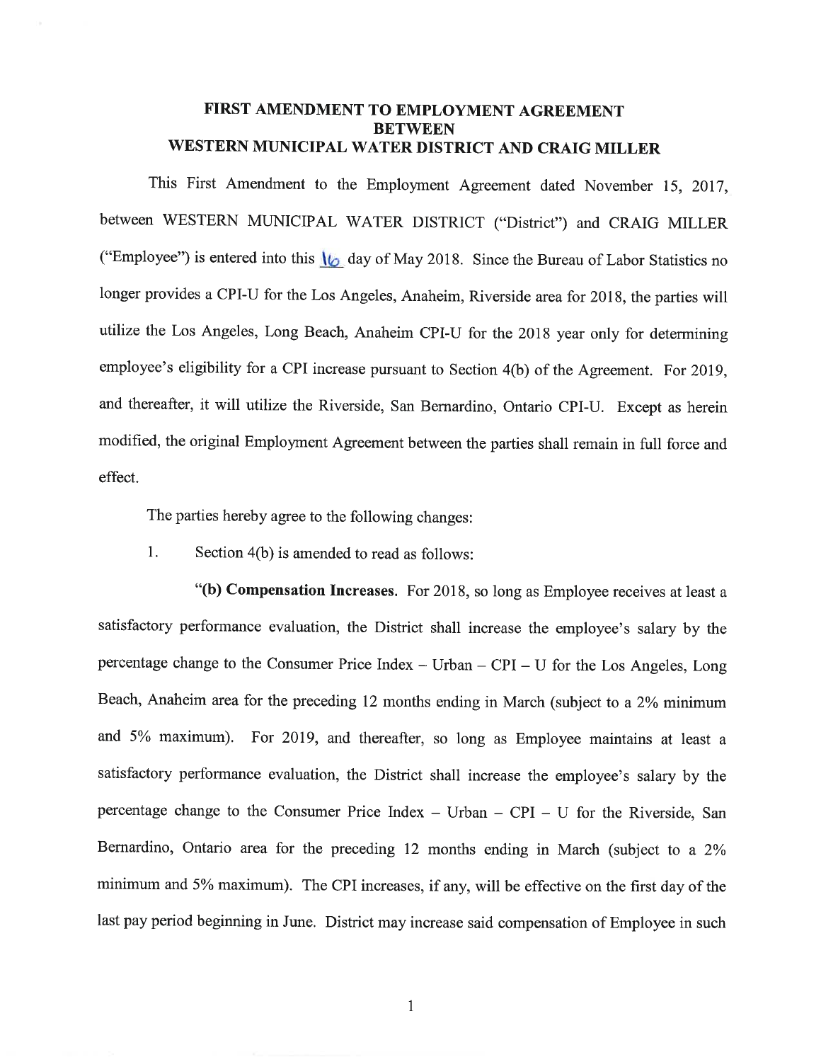# FIRST AMENDMENT TO EMPLOYMENT AGREEMENT BETWEEN WESTERN MUNICIPAL WATER DISTRICT AND CRAIG MILLER

This First Amendment to the Employment Agreement dated November 15, 2017, between WESTERN MUNICIPAL WATER DISTRICT ("District") and CRAIG MILLER ("Employee") is entered into this 16 day of May 2018. Since the Bureau of Labor Statistics no longer provides a CPI-U for the Los Angeles, Anaheim, Riverside area for 2018, the parties will utilize the Los Angeles, Long Beach, Anaheim CPI-U for the 2018 year only for determining employee's eligibility for a CPI increase pursuant to Section 4(b) of the Agreement. For 2019, and thereafter, it will utilize the Riverside, San Bernardino, Ontario CPI-U. Except as herein modified, the original Employment Agreement between the parties shall remain in full force and effect.

The parties hereby agree to the following changes:

1. Section 4(b) is amended to read as follows:

"**(b) Compensation Increases.** For 2018, so long as Employee receives at least a satisfactory performance evaluation, the District shall increase the employee's salary by the percentage change to the Consumer Price Index – Urban – CPI – U for the Los Angeles, Long Beach, Anaheim area for the preceding 12 months ending in March (subject to a 2% minimum and 5% maximum). For 2019, and thereafter, so long as Employee maintains at least a satisfactory performance evaluation, the District shall increase the employee's salary by the percentage change to the Consumer Price Index – Urban – CPI – U for the Riverside, San Bernardino, Ontario area for the preceding 12 months ending in March (subject to a 2% minimum and 5% maximum). The CPI increases, if any, will be effective on the first day of the last pay period beginning in June. District may increase said compensation of Employee in such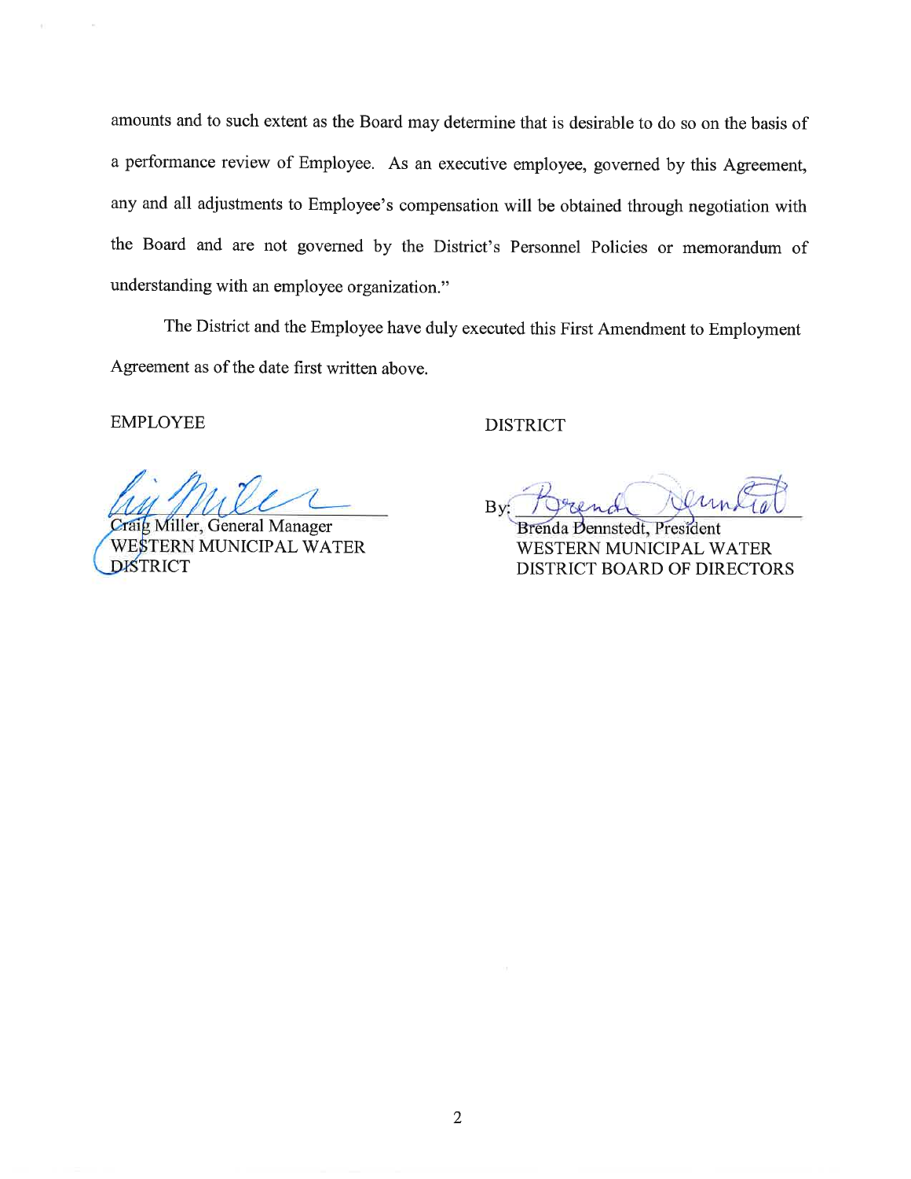amounts and to such extent as the Board may determine that is desirable to do so on the basis of a performance review of Employee. As an executive employee, governed by this Agreement, any and all adjustments to Employee's compensation will be obtained through negotiation with the Board and are not governed by the District's Personnel Policies or memorandum of understanding with an employee organization."

The District and the Employee have duly executed this First Amendment to Employment Agreement as of the date first written above.

EMPLOYEE

Craig Miller, General Manager
WESTERN MUNICIPAL WATER DISTRICT

DISTRICT

By: ______________________

Brenda Dennstedt, President
WESTERN MUNICIPAL WATER DISTRICT BOARD OF DIRECTORS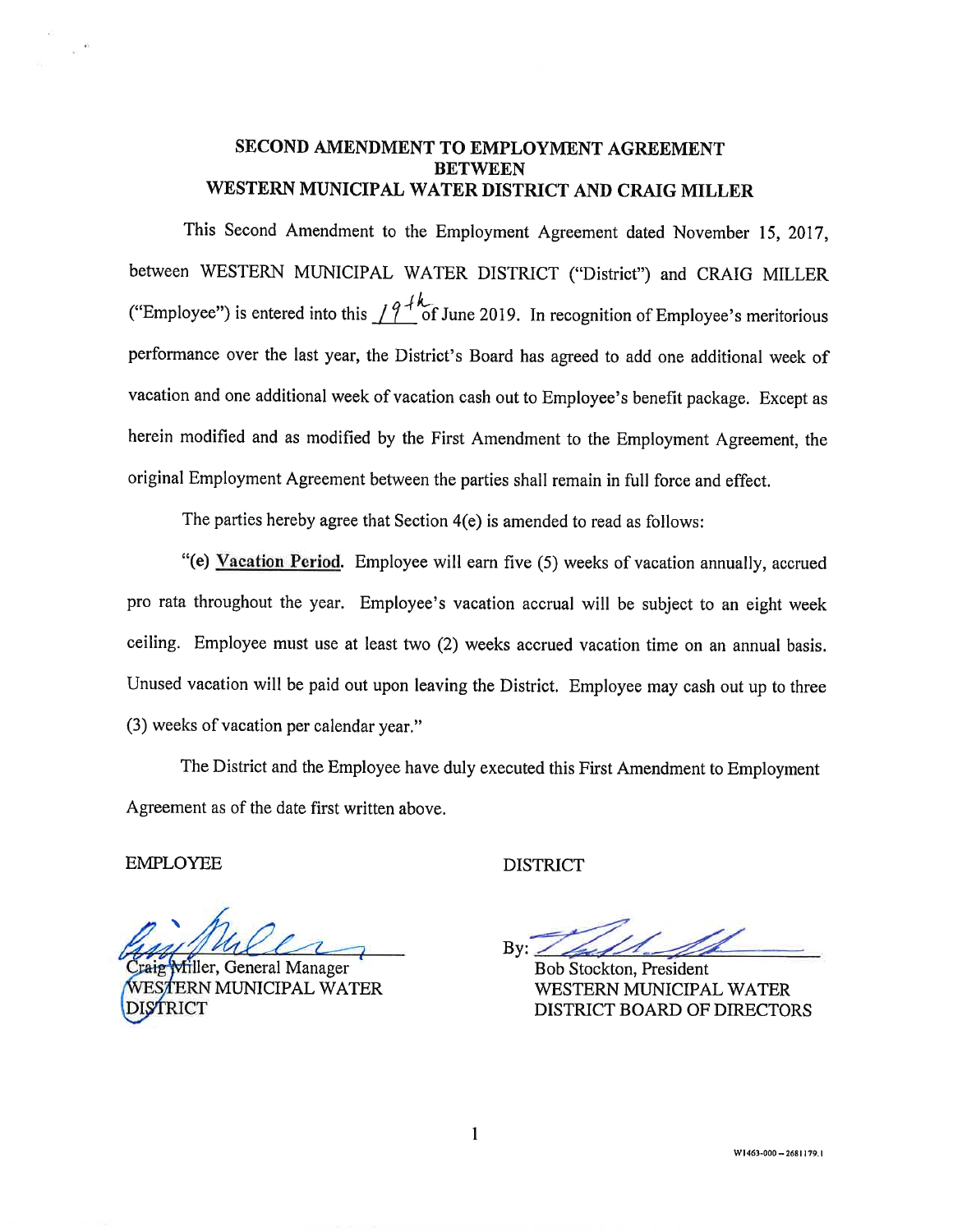# SECOND AMENDMENT TO EMPLOYMENT AGREEMENT BETWEEN WESTERN MUNICIPAL WATER DISTRICT AND CRAIG MILLER

This Second Amendment to the Employment Agreement dated November 15, 2017, between WESTERN MUNICIPAL WATER DISTRICT ("District") and CRAIG MILLER ("Employee") is entered into this 19th of June 2019. In recognition of Employee's meritorious performance over the last year, the District's Board has agreed to add one additional week of vacation and one additional week of vacation cash out to Employee's benefit package. Except as herein modified and as modified by the First Amendment to the Employment Agreement, the original Employment Agreement between the parties shall remain in full force and effect.

The parties hereby agree that Section 4(e) is amended to read as follows:

"**(e) <u>Vacation Period</u>.** Employee will earn five (5) weeks of vacation annually, accrued pro rata throughout the year. Employee's vacation accrual will be subject to an eight week ceiling. Employee must use at least two (2) weeks accrued vacation time on an annual basis. Unused vacation will be paid out upon leaving the District. Employee may cash out up to three (3) weeks of vacation per calendar year."

The District and the Employee have duly executed this First Amendment to Employment Agreement as of the date first written above.

EMPLOYEE

Craig Miller, General Manager
WESTERN MUNICIPAL WATER DISTRICT

DISTRICT

By: ______________________
Bob Stockton, President
WESTERN MUNICIPAL WATER DISTRICT BOARD OF DIRECTORS

W1463-000 – 2681179.1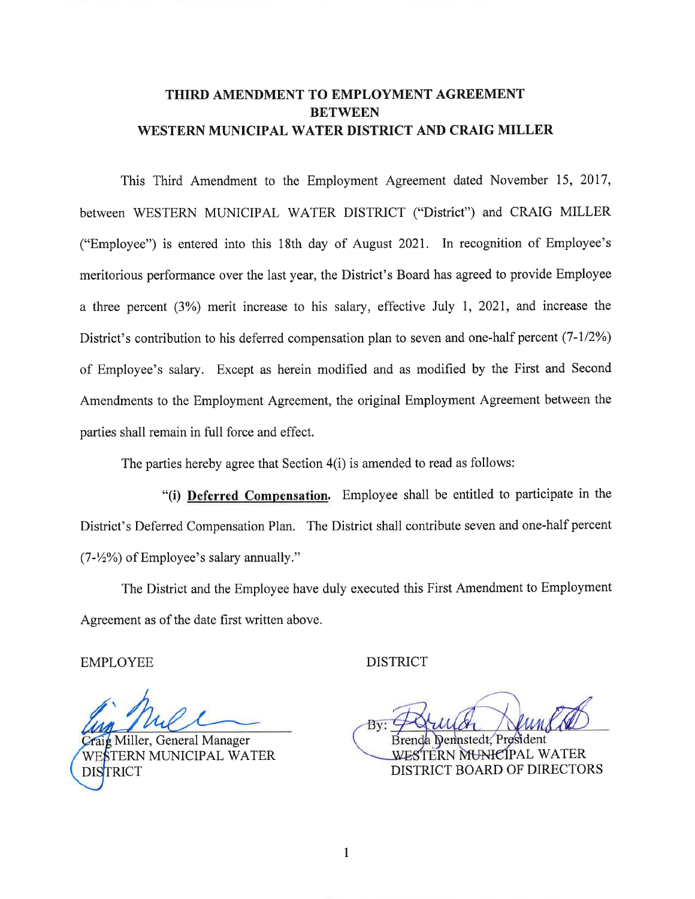# THIRD AMENDMENT TO EMPLOYMENT AGREEMENT BETWEEN WESTERN MUNICIPAL WATER DISTRICT AND CRAIG MILLER

This Third Amendment to the Employment Agreement dated November 15, 2017, between WESTERN MUNICIPAL WATER DISTRICT ("District") and CRAIG MILLER ("Employee") is entered into this 18th day of August 2021. In recognition of Employee's meritorious performance over the last year, the District's Board has agreed to provide Employee a three percent (3%) merit increase to his salary, effective July 1, 2021, and increase the District's contribution to his deferred compensation plan to seven and one-half percent (7-1/2%) of Employee's salary. Except as herein modified and as modified by the First and Second Amendments to the Employment Agreement, the original Employment Agreement between the parties shall remain in full force and effect.

The parties hereby agree that Section 4(i) is amended to read as follows:

"**(i) Deferred Compensation.** Employee shall be entitled to participate in the District's Deferred Compensation Plan. The District shall contribute seven and one-half percent (7-½%) of Employee's salary annually."

The District and the Employee have duly executed this First Amendment to Employment Agreement as of the date first written above.

EMPLOYEE

Craig Miller, General Manager
WESTERN MUNICIPAL WATER DISTRICT

DISTRICT

By:
Brenda Dennstedt, President
WESTERN MUNICIPAL WATER DISTRICT BOARD OF DIRECTORS